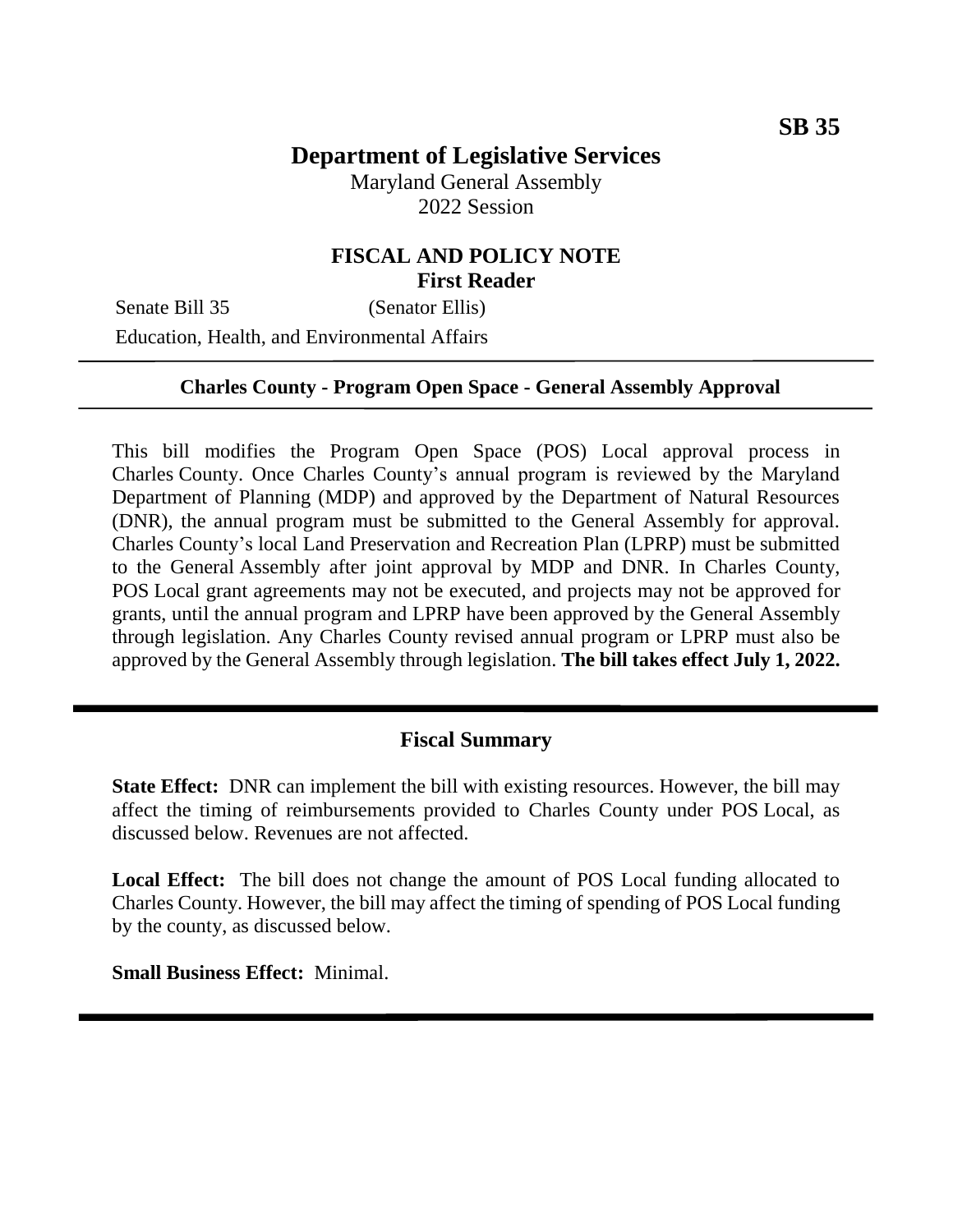**SB 35**

# Department of Legislative Services

Maryland General Assembly
2022 Session

## FISCAL AND POLICY NOTE
**First Reader**

Senate Bill 35 (Senator Ellis)
Education, Health, and Environmental Affairs

---

**Charles County - Program Open Space - General Assembly Approval**

---

This bill modifies the Program Open Space (POS) Local approval process in Charles County. Once Charles County's annual program is reviewed by the Maryland Department of Planning (MDP) and approved by the Department of Natural Resources (DNR), the annual program must be submitted to the General Assembly for approval. Charles County's local Land Preservation and Recreation Plan (LPRP) must be submitted to the General Assembly after joint approval by MDP and DNR. In Charles County, POS Local grant agreements may not be executed, and projects may not be approved for grants, until the annual program and LPRP have been approved by the General Assembly through legislation. Any Charles County revised annual program or LPRP must also be approved by the General Assembly through legislation. **The bill takes effect July 1, 2022.**

---

## Fiscal Summary

**State Effect:** DNR can implement the bill with existing resources. However, the bill may affect the timing of reimbursements provided to Charles County under POS Local, as discussed below. Revenues are not affected.

**Local Effect:** The bill does not change the amount of POS Local funding allocated to Charles County. However, the bill may affect the timing of spending of POS Local funding by the county, as discussed below.

**Small Business Effect:** Minimal.

---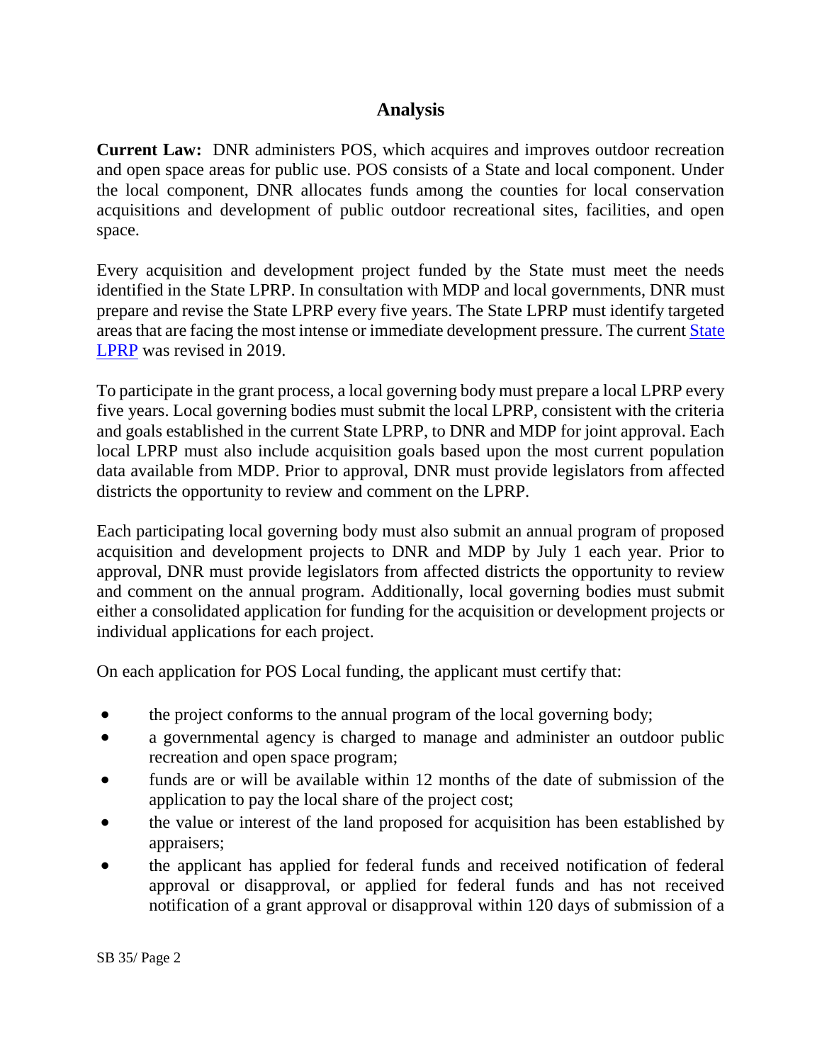## Analysis

**Current Law:** DNR administers POS, which acquires and improves outdoor recreation and open space areas for public use. POS consists of a State and local component. Under the local component, DNR allocates funds among the counties for local conservation acquisitions and development of public outdoor recreational sites, facilities, and open space.

Every acquisition and development project funded by the State must meet the needs identified in the State LPRP. In consultation with MDP and local governments, DNR must prepare and revise the State LPRP every five years. The State LPRP must identify targeted areas that are facing the most intense or immediate development pressure. The current State LPRP was revised in 2019.

To participate in the grant process, a local governing body must prepare a local LPRP every five years. Local governing bodies must submit the local LPRP, consistent with the criteria and goals established in the current State LPRP, to DNR and MDP for joint approval. Each local LPRP must also include acquisition goals based upon the most current population data available from MDP. Prior to approval, DNR must provide legislators from affected districts the opportunity to review and comment on the LPRP.

Each participating local governing body must also submit an annual program of proposed acquisition and development projects to DNR and MDP by July 1 each year. Prior to approval, DNR must provide legislators from affected districts the opportunity to review and comment on the annual program. Additionally, local governing bodies must submit either a consolidated application for funding for the acquisition or development projects or individual applications for each project.

On each application for POS Local funding, the applicant must certify that:

- the project conforms to the annual program of the local governing body;
- a governmental agency is charged to manage and administer an outdoor public recreation and open space program;
- funds are or will be available within 12 months of the date of submission of the application to pay the local share of the project cost;
- the value or interest of the land proposed for acquisition has been established by appraisers;
- the applicant has applied for federal funds and received notification of federal approval or disapproval, or applied for federal funds and has not received notification of a grant approval or disapproval within 120 days of submission of a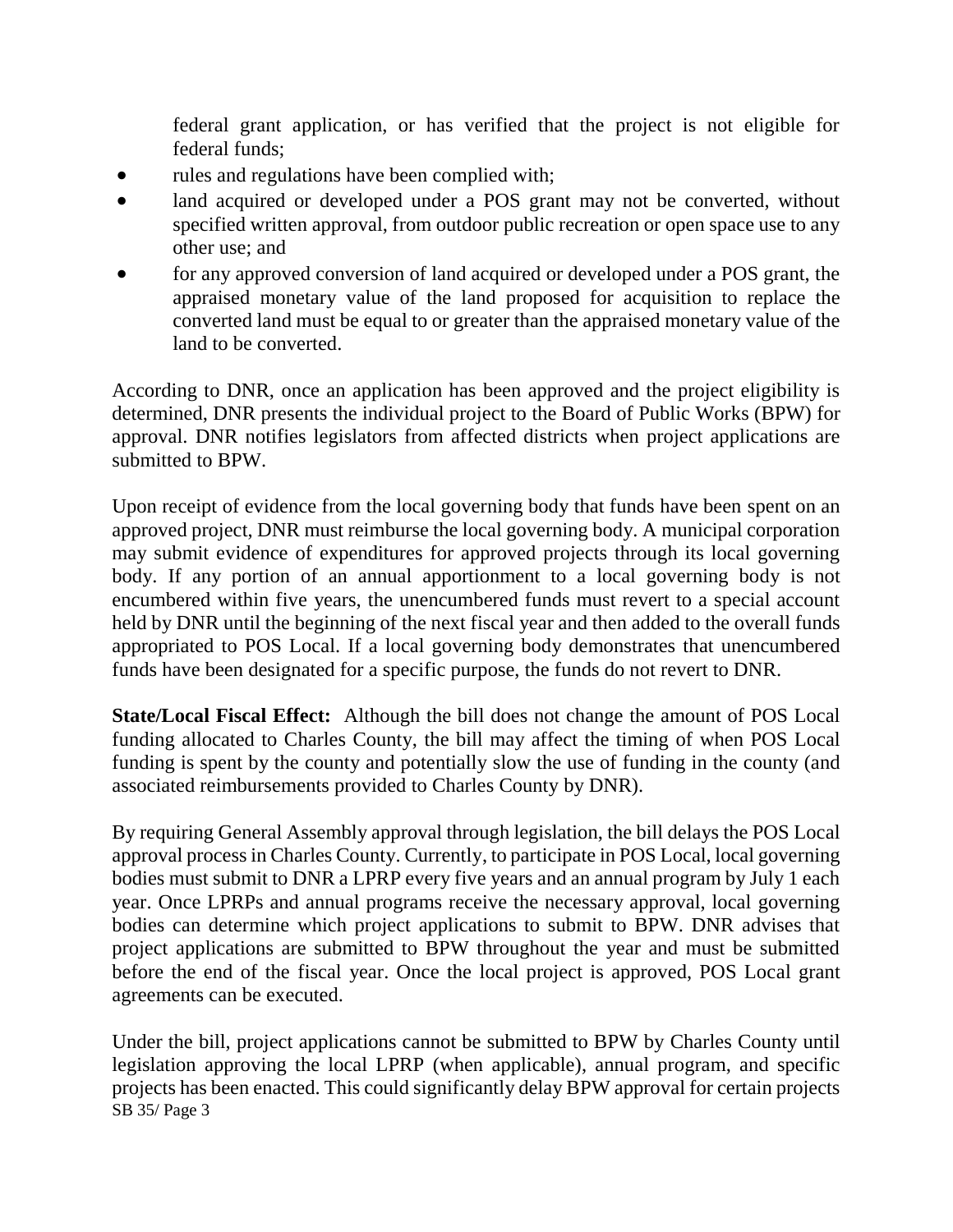federal grant application, or has verified that the project is not eligible for federal funds;

- rules and regulations have been complied with;
- land acquired or developed under a POS grant may not be converted, without specified written approval, from outdoor public recreation or open space use to any other use; and
- for any approved conversion of land acquired or developed under a POS grant, the appraised monetary value of the land proposed for acquisition to replace the converted land must be equal to or greater than the appraised monetary value of the land to be converted.

According to DNR, once an application has been approved and the project eligibility is determined, DNR presents the individual project to the Board of Public Works (BPW) for approval. DNR notifies legislators from affected districts when project applications are submitted to BPW.

Upon receipt of evidence from the local governing body that funds have been spent on an approved project, DNR must reimburse the local governing body. A municipal corporation may submit evidence of expenditures for approved projects through its local governing body. If any portion of an annual apportionment to a local governing body is not encumbered within five years, the unencumbered funds must revert to a special account held by DNR until the beginning of the next fiscal year and then added to the overall funds appropriated to POS Local. If a local governing body demonstrates that unencumbered funds have been designated for a specific purpose, the funds do not revert to DNR.

**State/Local Fiscal Effect:** Although the bill does not change the amount of POS Local funding allocated to Charles County, the bill may affect the timing of when POS Local funding is spent by the county and potentially slow the use of funding in the county (and associated reimbursements provided to Charles County by DNR).

By requiring General Assembly approval through legislation, the bill delays the POS Local approval process in Charles County. Currently, to participate in POS Local, local governing bodies must submit to DNR a LPRP every five years and an annual program by July 1 each year. Once LPRPs and annual programs receive the necessary approval, local governing bodies can determine which project applications to submit to BPW. DNR advises that project applications are submitted to BPW throughout the year and must be submitted before the end of the fiscal year. Once the local project is approved, POS Local grant agreements can be executed.

Under the bill, project applications cannot be submitted to BPW by Charles County until legislation approving the local LPRP (when applicable), annual program, and specific projects has been enacted. This could significantly delay BPW approval for certain projects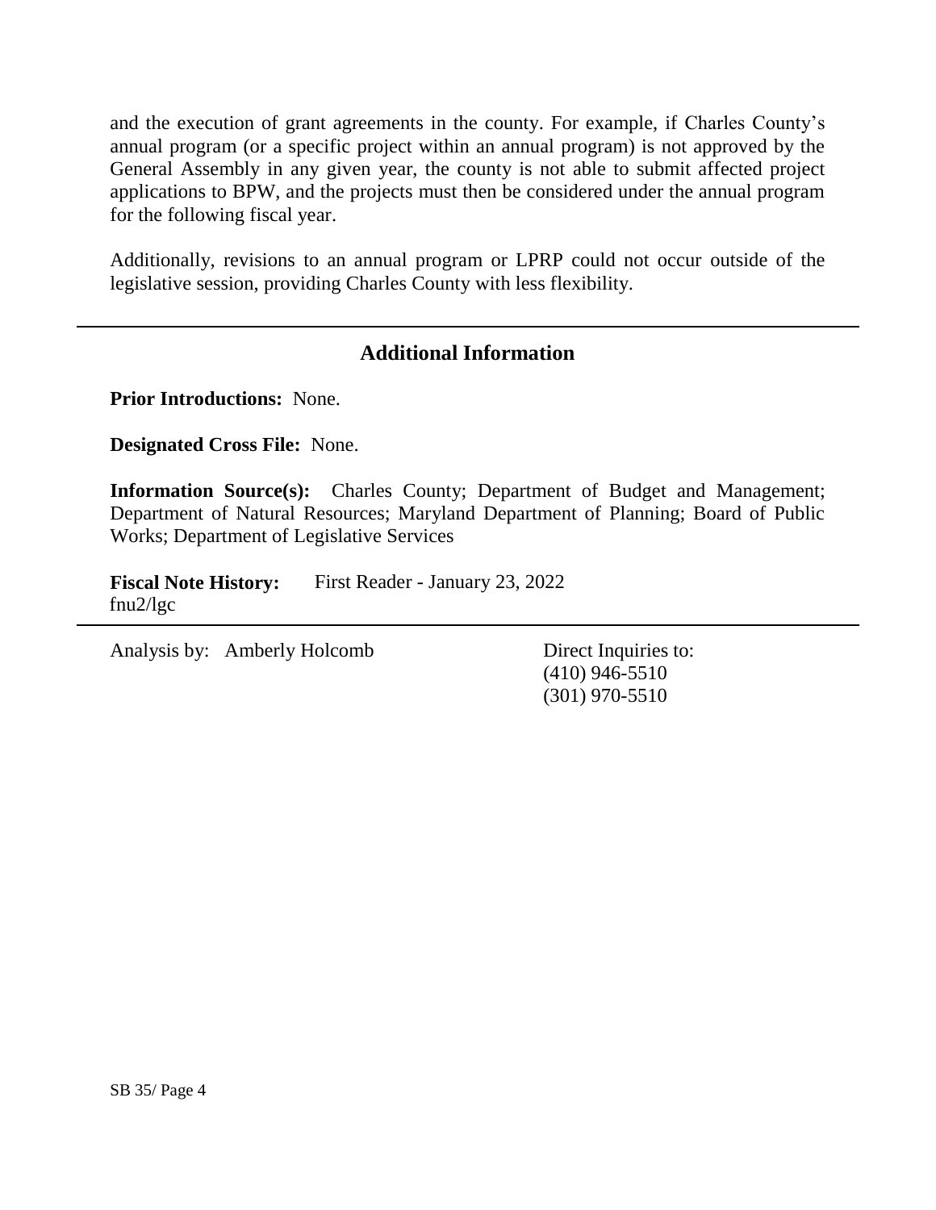and the execution of grant agreements in the county. For example, if Charles County's annual program (or a specific project within an annual program) is not approved by the General Assembly in any given year, the county is not able to submit affected project applications to BPW, and the projects must then be considered under the annual program for the following fiscal year.

Additionally, revisions to an annual program or LPRP could not occur outside of the legislative session, providing Charles County with less flexibility.

## Additional Information

**Prior Introductions:** None.

**Designated Cross File:** None.

**Information Source(s):** Charles County; Department of Budget and Management; Department of Natural Resources; Maryland Department of Planning; Board of Public Works; Department of Legislative Services

**Fiscal Note History:** First Reader - January 23, 2022
fnu2/lgc

Analysis by: Amberly Holcomb

Direct Inquiries to:
(410) 946-5510
(301) 970-5510